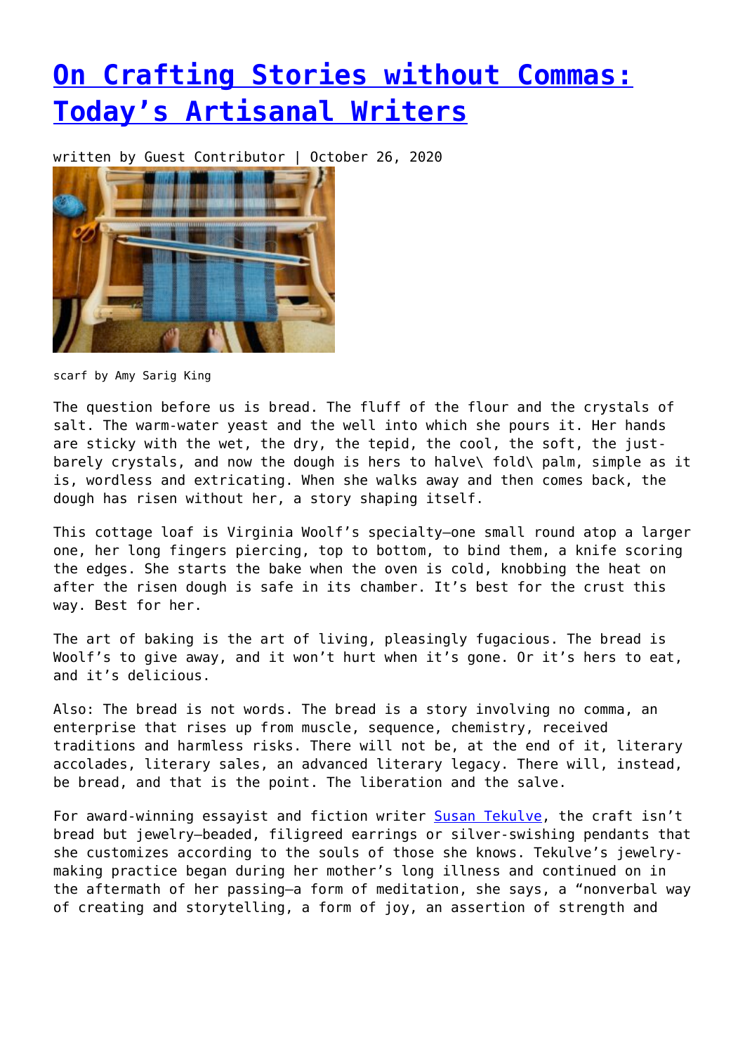# [On Crafting Stories without Commas: Today's Artisanal Writers]()

written by Guest Contributor | October 26, 2020

scarf by Amy Sarig King

The question before us is bread. The fluff of the flour and the crystals of salt. The warm-water yeast and the well into which she pours it. Her hands are sticky with the wet, the dry, the tepid, the cool, the soft, the just-barely crystals, and now the dough is hers to halve\ fold\ palm, simple as it is, wordless and extricating. When she walks away and then comes back, the dough has risen without her, a story shaping itself.

This cottage loaf is Virginia Woolf's specialty—one small round atop a larger one, her long fingers piercing, top to bottom, to bind them, a knife scoring the edges. She starts the bake when the oven is cold, knobbing the heat on after the risen dough is safe in its chamber. It's best for the crust this way. Best for her.

The art of baking is the art of living, pleasingly fugacious. The bread is Woolf's to give away, and it won't hurt when it's gone. Or it's hers to eat, and it's delicious.

Also: The bread is not words. The bread is a story involving no comma, an enterprise that rises up from muscle, sequence, chemistry, received traditions and harmless risks. There will not be, at the end of it, literary accolades, literary sales, an advanced literary legacy. There will, instead, be bread, and that is the point. The liberation and the salve.

For award-winning essayist and fiction writer [Susan Tekulve](), the craft isn't bread but jewelry—beaded, filigreed earrings or silver-swishing pendants that she customizes according to the souls of those she knows. Tekulve's jewelry-making practice began during her mother's long illness and continued on in the aftermath of her passing—a form of meditation, she says, a "nonverbal way of creating and storytelling, a form of joy, an assertion of strength and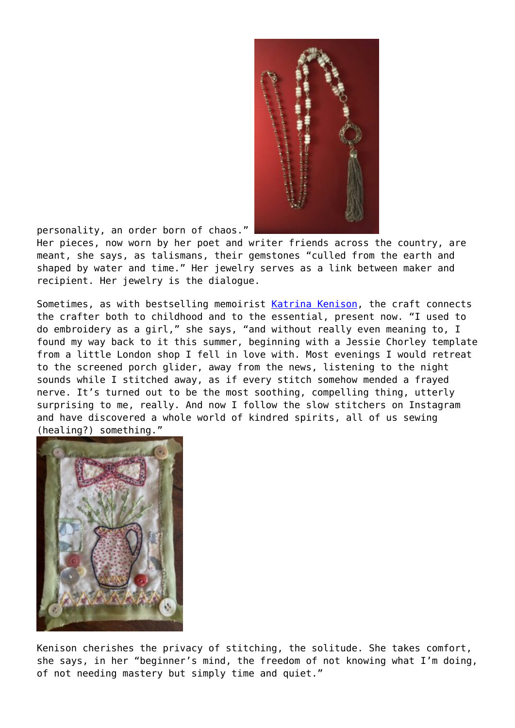personality, an order born of chaos."

Her pieces, now worn by her poet and writer friends across the country, are meant, she says, as talismans, their gemstones "culled from the earth and shaped by water and time." Her jewelry serves as a link between maker and recipient. Her jewelry is the dialogue.

Sometimes, as with bestselling memoirist Katrina Kenison, the craft connects the crafter both to childhood and to the essential, present now. "I used to do embroidery as a girl," she says, "and without really even meaning to, I found my way back to it this summer, beginning with a Jessie Chorley template from a little London shop I fell in love with. Most evenings I would retreat to the screened porch glider, away from the news, listening to the night sounds while I stitched away, as if every stitch somehow mended a frayed nerve. It's turned out to be the most soothing, compelling thing, utterly surprising to me, really. And now I follow the slow stitchers on Instagram and have discovered a whole world of kindred spirits, all of us sewing (healing?) something."

Kenison cherishes the privacy of stitching, the solitude. She takes comfort, she says, in her "beginner's mind, the freedom of not knowing what I'm doing, of not needing mastery but simply time and quiet."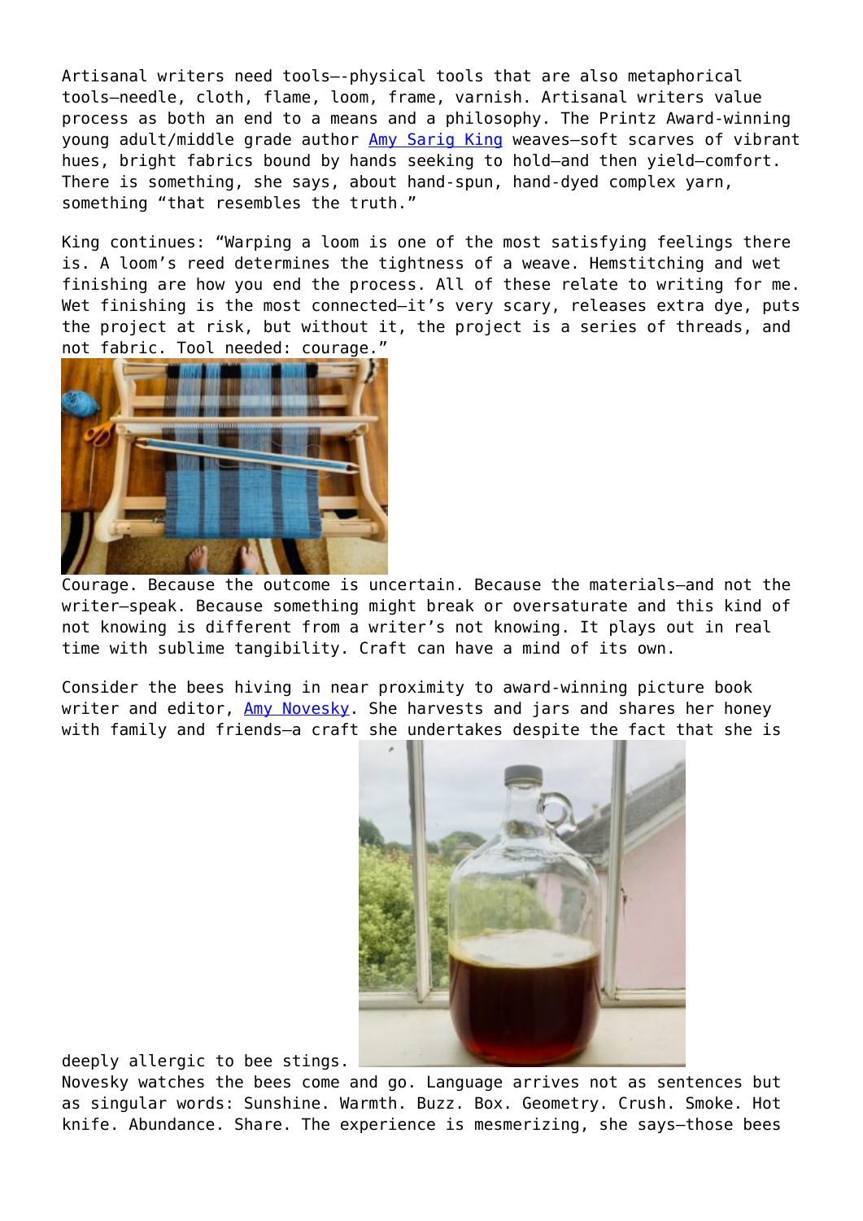Artisanal writers need tools—-physical tools that are also metaphorical tools—needle, cloth, flame, loom, frame, varnish. Artisanal writers value process as both an end to a means and a philosophy. The Printz Award-winning young adult/middle grade author [Amy Sarig King](#) weaves—soft scarves of vibrant hues, bright fabrics bound by hands seeking to hold—and then yield—comfort. There is something, she says, about hand-spun, hand-dyed complex yarn, something "that resembles the truth."

King continues: "Warping a loom is one of the most satisfying feelings there is. A loom's reed determines the tightness of a weave. Hemstitching and wet finishing are how you end the process. All of these relate to writing for me. Wet finishing is the most connected—it's very scary, releases extra dye, puts the project at risk, but without it, the project is a series of threads, and not fabric. Tool needed: courage."

Courage. Because the outcome is uncertain. Because the materials—and not the writer—speak. Because something might break or oversaturate and this kind of not knowing is different from a writer's not knowing. It plays out in real time with sublime tangibility. Craft can have a mind of its own.

Consider the bees hiving in near proximity to award-winning picture book writer and editor, [Amy Novesky](#). She harvests and jars and shares her honey with family and friends—a craft she undertakes despite the fact that she is deeply allergic to bee stings.

Novesky watches the bees come and go. Language arrives not as sentences but as singular words: Sunshine. Warmth. Buzz. Box. Geometry. Crush. Smoke. Hot knife. Abundance. Share. The experience is mesmerizing, she says—those bees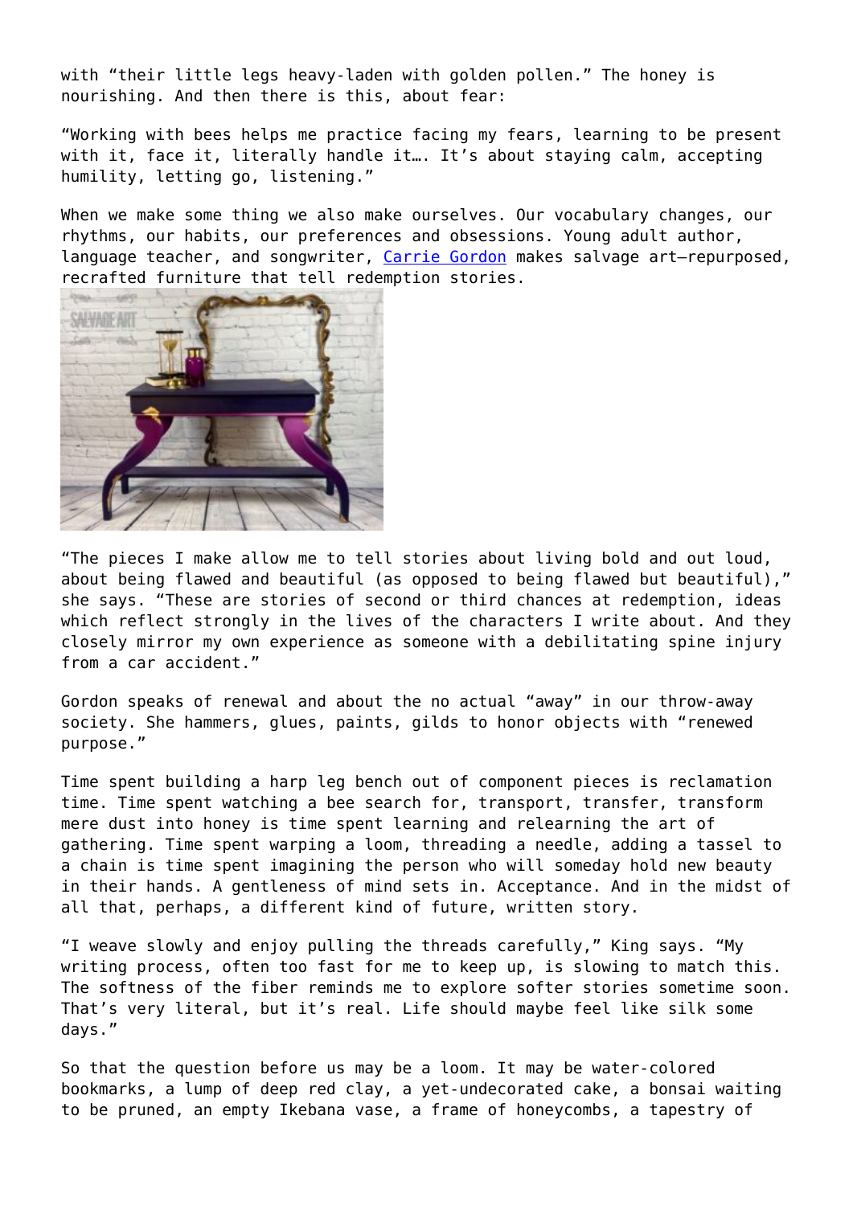with “their little legs heavy-laden with golden pollen.” The honey is nourishing. And then there is this, about fear:

“Working with bees helps me practice facing my fears, learning to be present with it, face it, literally handle it…. It’s about staying calm, accepting humility, letting go, listening.”

When we make some thing we also make ourselves. Our vocabulary changes, our rhythms, our habits, our preferences and obsessions. Young adult author, language teacher, and songwriter, [Carrie Gordon]() makes salvage art—repurposed, recrafted furniture that tell redemption stories.

“The pieces I make allow me to tell stories about living bold and out loud, about being flawed and beautiful (as opposed to being flawed but beautiful),” she says. “These are stories of second or third chances at redemption, ideas which reflect strongly in the lives of the characters I write about. And they closely mirror my own experience as someone with a debilitating spine injury from a car accident.”

Gordon speaks of renewal and about the no actual “away” in our throw-away society. She hammers, glues, paints, gilds to honor objects with “renewed purpose.”

Time spent building a harp leg bench out of component pieces is reclamation time. Time spent watching a bee search for, transport, transfer, transform mere dust into honey is time spent learning and relearning the art of gathering. Time spent warping a loom, threading a needle, adding a tassel to a chain is time spent imagining the person who will someday hold new beauty in their hands. A gentleness of mind sets in. Acceptance. And in the midst of all that, perhaps, a different kind of future, written story.

“I weave slowly and enjoy pulling the threads carefully,” King says. “My writing process, often too fast for me to keep up, is slowing to match this. The softness of the fiber reminds me to explore softer stories sometime soon. That’s very literal, but it’s real. Life should maybe feel like silk some days.”

So that the question before us may be a loom. It may be water-colored bookmarks, a lump of deep red clay, a yet-undecorated cake, a bonsai waiting to be pruned, an empty Ikebana vase, a frame of honeycombs, a tapestry of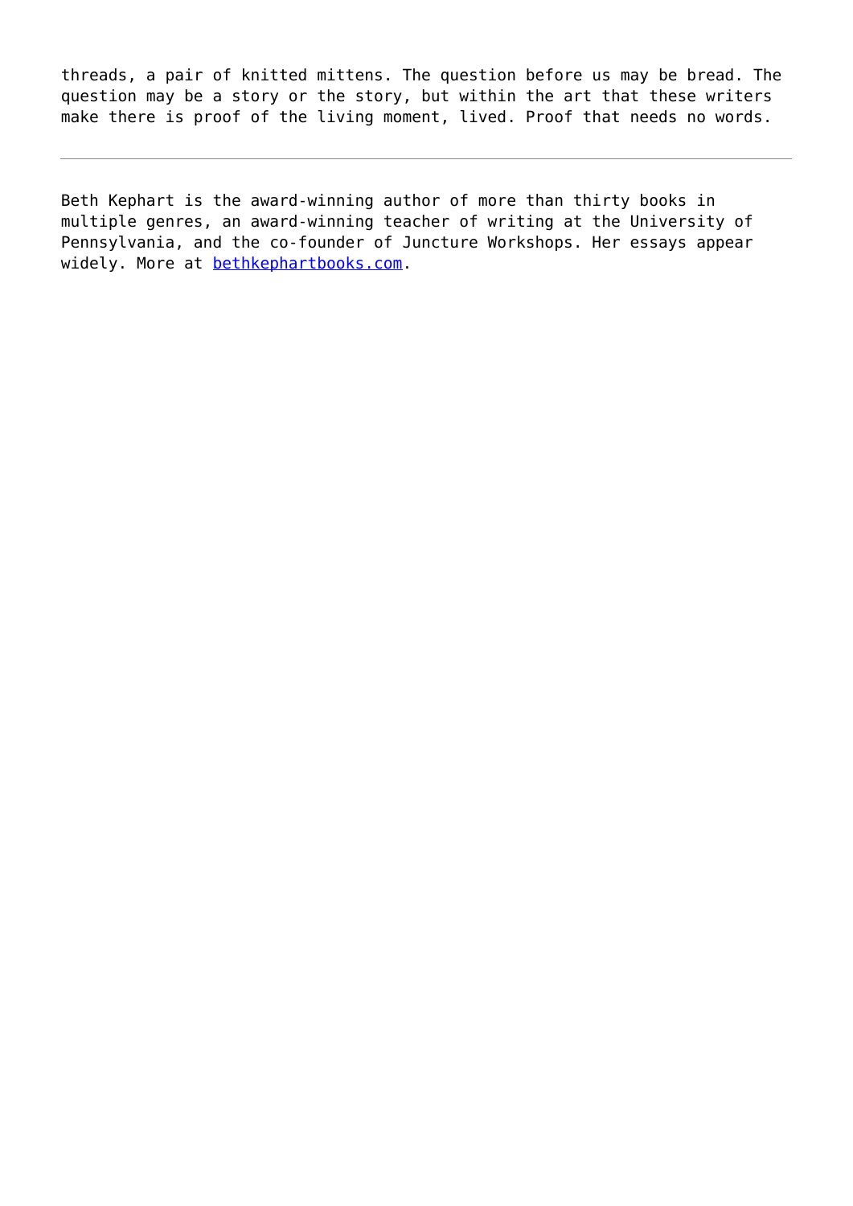threads, a pair of knitted mittens. The question before us may be bread. The question may be a story or the story, but within the art that these writers make there is proof of the living moment, lived. Proof that needs no words.

---

Beth Kephart is the award-winning author of more than thirty books in multiple genres, an award-winning teacher of writing at the University of Pennsylvania, and the co-founder of Juncture Workshops. Her essays appear widely. More at [bethkephartbooks.com](bethkephartbooks.com).